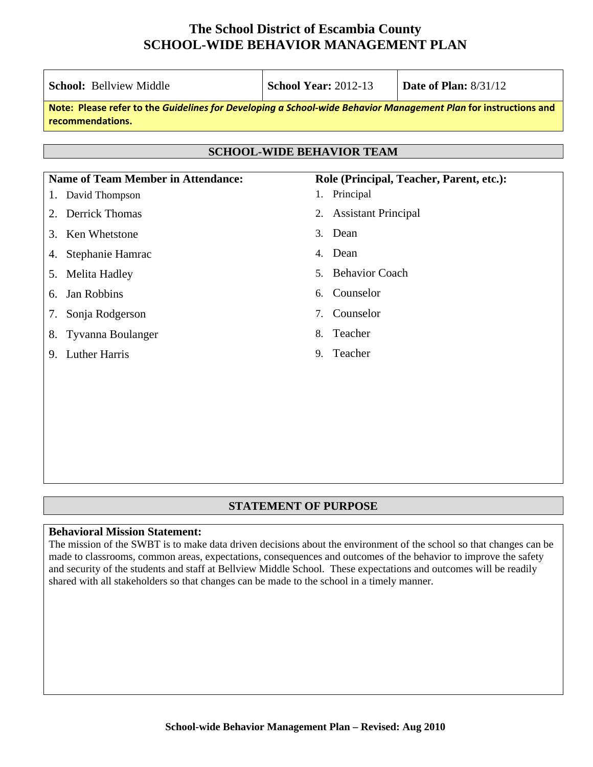# The School District of Escambia County
# SCHOOL-WIDE BEHAVIOR MANAGEMENT PLAN

| **School:** Bellview Middle | **School Year:** 2012-13 | **Date of Plan:** 8/31/12 |
|---|---|---|

**Note: Please refer to the *Guidelines for Developing a School-wide Behavior Management Plan* for instructions and recommendations.**

## SCHOOL-WIDE BEHAVIOR TEAM

| Name of Team Member in Attendance: | Role (Principal, Teacher, Parent, etc.): |
|---|---|
| 1. David Thompson | 1. Principal |
| 2. Derrick Thomas | 2. Assistant Principal |
| 3. Ken Whetstone | 3. Dean |
| 4. Stephanie Hamrac | 4. Dean |
| 5. Melita Hadley | 5. Behavior Coach |
| 6. Jan Robbins | 6. Counselor |
| 7. Sonja Rodgerson | 7. Counselor |
| 8. Tyvanna Boulanger | 8. Teacher |
| 9. Luther Harris | 9. Teacher |

## STATEMENT OF PURPOSE

**Behavioral Mission Statement:**
The mission of the SWBT is to make data driven decisions about the environment of the school so that changes can be made to classrooms, common areas, expectations, consequences and outcomes of the behavior to improve the safety and security of the students and staff at Bellview Middle School. These expectations and outcomes will be readily shared with all stakeholders so that changes can be made to the school in a timely manner.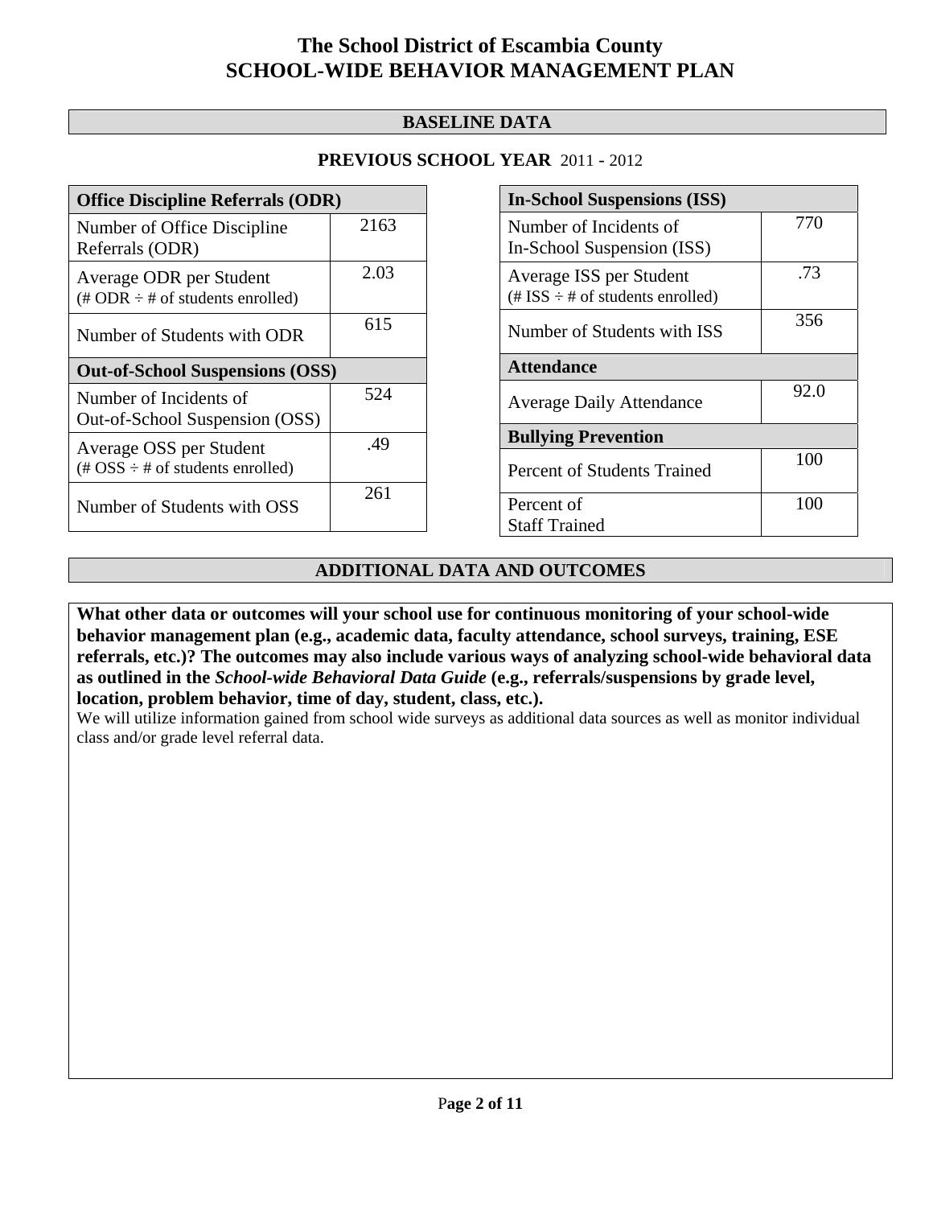# The School District of Escambia County
# SCHOOL-WIDE BEHAVIOR MANAGEMENT PLAN

## BASELINE DATA

**PREVIOUS SCHOOL YEAR** 2011 - 2012

| **Office Discipline Referrals (ODR)** | |
|---|---|
| Number of Office Discipline Referrals (ODR) | 2163 |
| Average ODR per Student (# ODR ÷ # of students enrolled) | 2.03 |
| Number of Students with ODR | 615 |
| **Out-of-School Suspensions (OSS)** | |
| Number of Incidents of Out-of-School Suspension (OSS) | 524 |
| Average OSS per Student (# OSS ÷ # of students enrolled) | .49 |
| Number of Students with OSS | 261 |

| **In-School Suspensions (ISS)** | |
|---|---|
| Number of Incidents of In-School Suspension (ISS) | 770 |
| Average ISS per Student (# ISS ÷ # of students enrolled) | .73 |
| Number of Students with ISS | 356 |
| **Attendance** | |
| Average Daily Attendance | 92.0 |
| **Bullying Prevention** | |
| Percent of Students Trained | 100 |
| Percent of Staff Trained | 100 |

## ADDITIONAL DATA AND OUTCOMES

**What other data or outcomes will your school use for continuous monitoring of your school-wide behavior management plan (e.g., academic data, faculty attendance, school surveys, training, ESE referrals, etc.)? The outcomes may also include various ways of analyzing school-wide behavioral data as outlined in the *School-wide Behavioral Data Guide* (e.g., referrals/suspensions by grade level, location, problem behavior, time of day, student, class, etc.).**

We will utilize information gained from school wide surveys as additional data sources as well as monitor individual class and/or grade level referral data.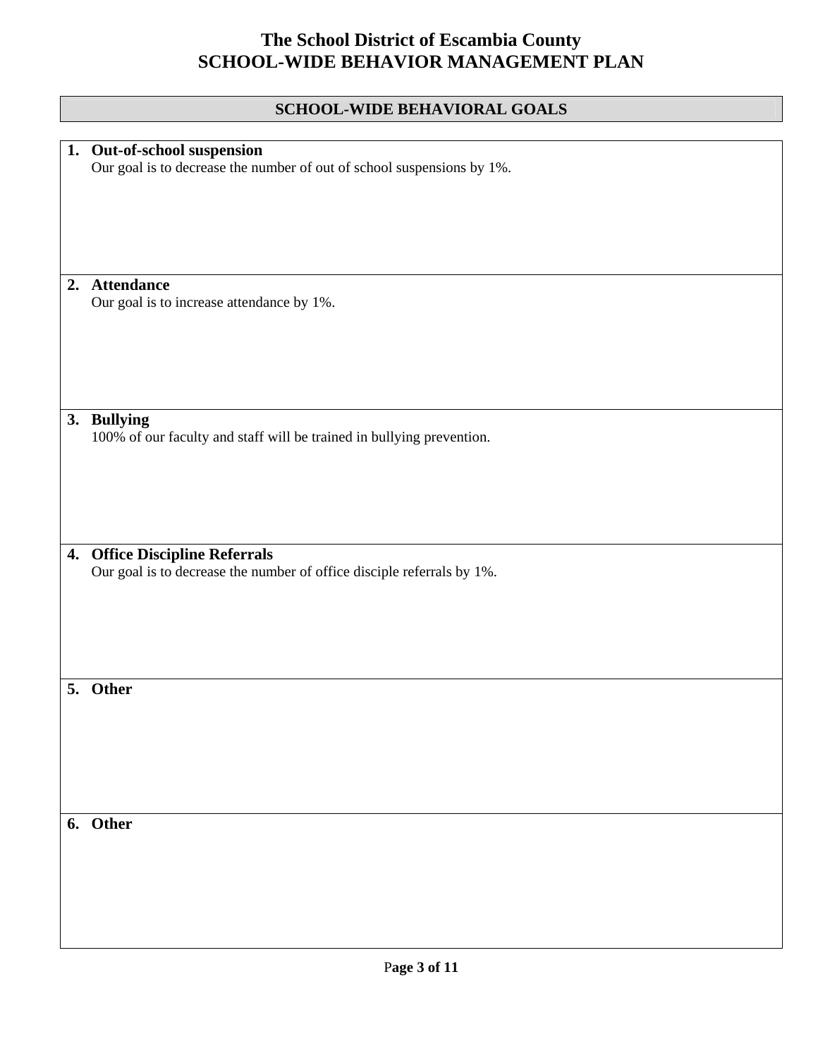# The School District of Escambia County
# SCHOOL-WIDE BEHAVIOR MANAGEMENT PLAN

## SCHOOL-WIDE BEHAVIORAL GOALS

1. **Out-of-school suspension**
   Our goal is to decrease the number of out of school suspensions by 1%.

2. **Attendance**
   Our goal is to increase attendance by 1%.

3. **Bullying**
   100% of our faculty and staff will be trained in bullying prevention.

4. **Office Discipline Referrals**
   Our goal is to decrease the number of office disciple referrals by 1%.

5. **Other**

6. **Other**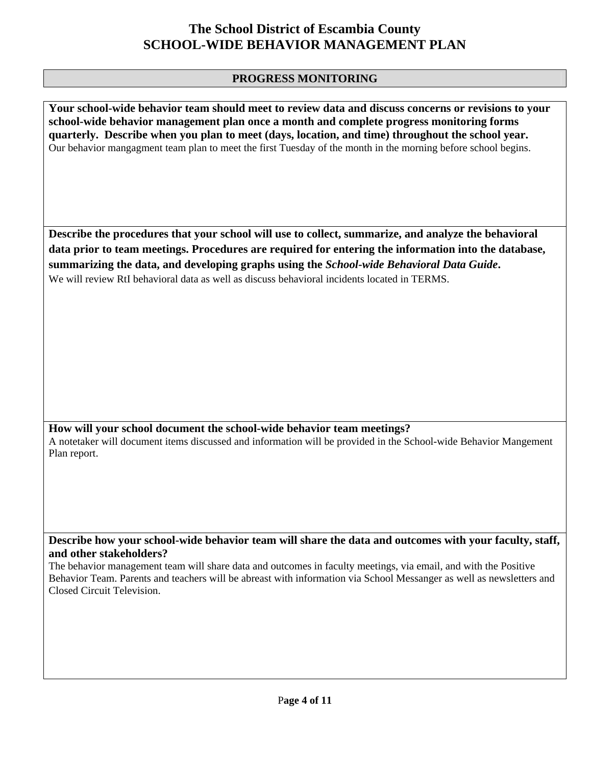# The School District of Escambia County
# SCHOOL-WIDE BEHAVIOR MANAGEMENT PLAN

## PROGRESS MONITORING

**Your school-wide behavior team should meet to review data and discuss concerns or revisions to your school-wide behavior management plan once a month and complete progress monitoring forms quarterly. Describe when you plan to meet (days, location, and time) throughout the school year.**

Our behavior mangagment team plan to meet the first Tuesday of the month in the morning before school begins.

**Describe the procedures that your school will use to collect, summarize, and analyze the behavioral data prior to team meetings. Procedures are required for entering the information into the database, summarizing the data, and developing graphs using the *School-wide Behavioral Data Guide*.**

We will review RtI behavioral data as well as discuss behavioral incidents located in TERMS.

**How will your school document the school-wide behavior team meetings?**

A notetaker will document items discussed and information will be provided in the School-wide Behavior Mangement Plan report.

**Describe how your school-wide behavior team will share the data and outcomes with your faculty, staff, and other stakeholders?**

The behavior management team will share data and outcomes in faculty meetings, via email, and with the Positive Behavior Team. Parents and teachers will be abreast with information via School Messanger as well as newsletters and Closed Circuit Television.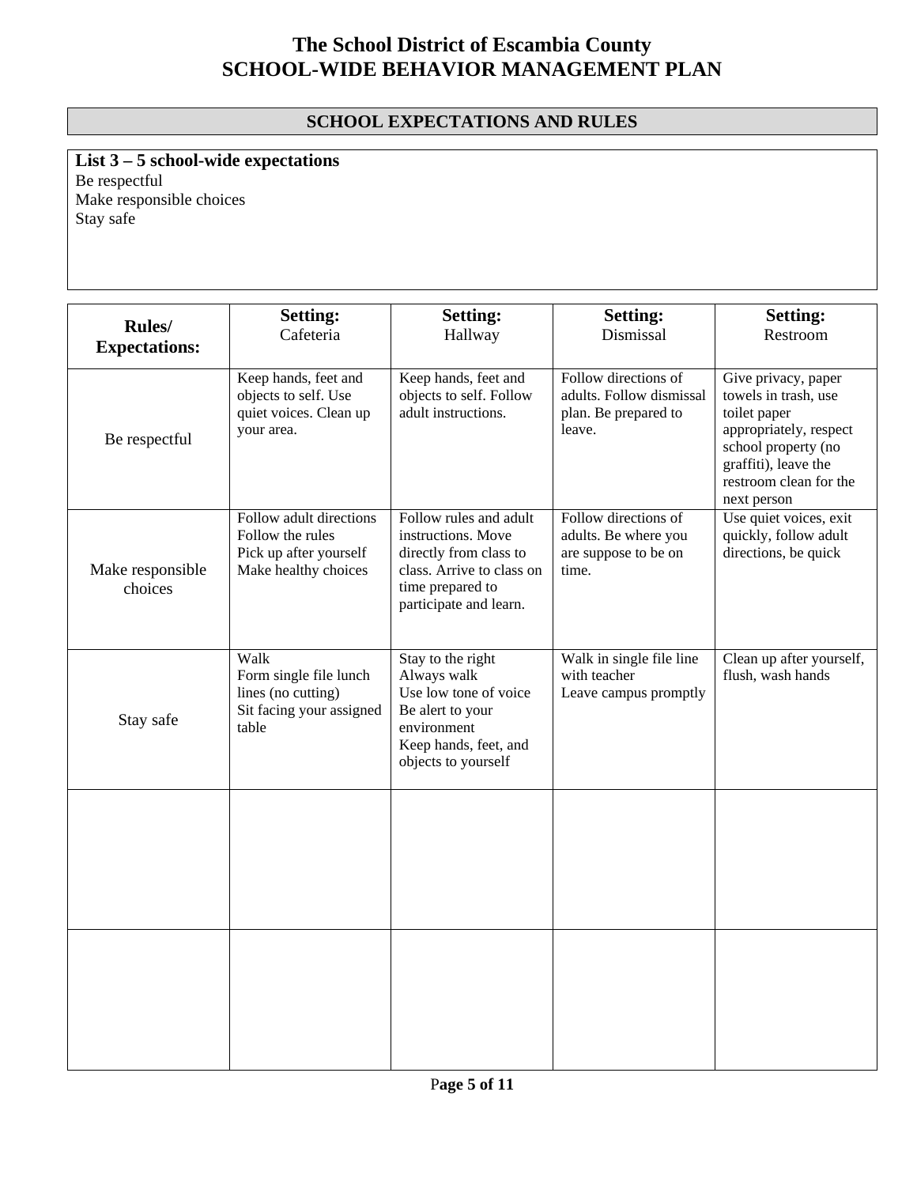# The School District of Escambia County
# SCHOOL-WIDE BEHAVIOR MANAGEMENT PLAN

## SCHOOL EXPECTATIONS AND RULES

**List 3 – 5 school-wide expectations**

Be respectful
Make responsible choices
Stay safe

| **Rules/ Expectations:** | **Setting:** Cafeteria | **Setting:** Hallway | **Setting:** Dismissal | **Setting:** Restroom |
|---|---|---|---|---|
| Be respectful | Keep hands, feet and objects to self. Use quiet voices. Clean up your area. | Keep hands, feet and objects to self. Follow adult instructions. | Follow directions of adults. Follow dismissal plan. Be prepared to leave. | Give privacy, paper towels in trash, use toilet paper appropriately, respect school property (no graffiti), leave the restroom clean for the next person |
| Make responsible choices | Follow adult directions<br>Follow the rules<br>Pick up after yourself<br>Make healthy choices | Follow rules and adult instructions. Move directly from class to class. Arrive to class on time prepared to participate and learn. | Follow directions of adults. Be where you are suppose to be on time. | Use quiet voices, exit quickly, follow adult directions, be quick |
| Stay safe | Walk<br>Form single file lunch lines (no cutting)<br>Sit facing your assigned table | Stay to the right<br>Always walk<br>Use low tone of voice<br>Be alert to your environment<br>Keep hands, feet, and objects to yourself | Walk in single file line with teacher<br>Leave campus promptly | Clean up after yourself, flush, wash hands |
| | | | | |
| | | | | |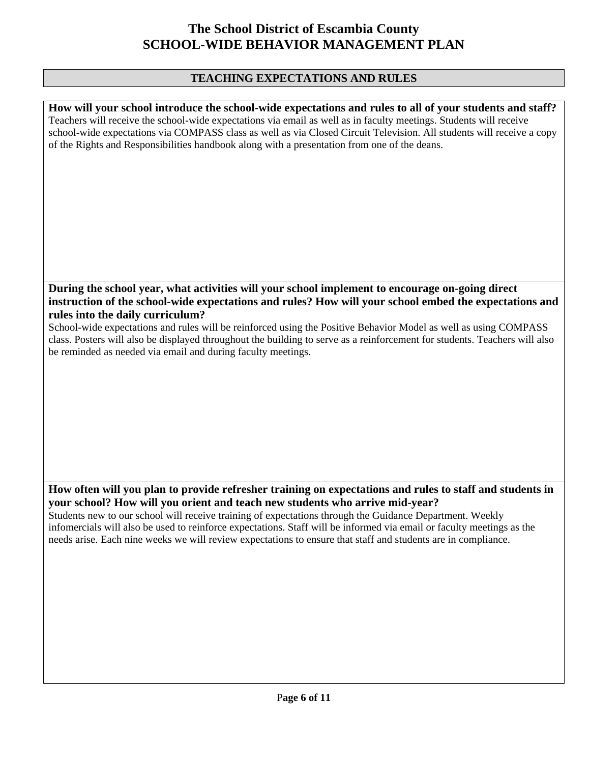# The School District of Escambia County
# SCHOOL-WIDE BEHAVIOR MANAGEMENT PLAN

## TEACHING EXPECTATIONS AND RULES

**How will your school introduce the school-wide expectations and rules to all of your students and staff?**

Teachers will receive the school-wide expectations via email as well as in faculty meetings. Students will receive school-wide expectations via COMPASS class as well as via Closed Circuit Television. All students will receive a copy of the Rights and Responsibilities handbook along with a presentation from one of the deans.

**During the school year, what activities will your school implement to encourage on-going direct instruction of the school-wide expectations and rules? How will your school embed the expectations and rules into the daily curriculum?**

School-wide expectations and rules will be reinforced using the Positive Behavior Model as well as using COMPASS class. Posters will also be displayed throughout the building to serve as a reinforcement for students. Teachers will also be reminded as needed via email and during faculty meetings.

**How often will you plan to provide refresher training on expectations and rules to staff and students in your school? How will you orient and teach new students who arrive mid-year?**

Students new to our school will receive training of expectations through the Guidance Department. Weekly infomercials will also be used to reinforce expectations. Staff will be informed via email or faculty meetings as the needs arise. Each nine weeks we will review expectations to ensure that staff and students are in compliance.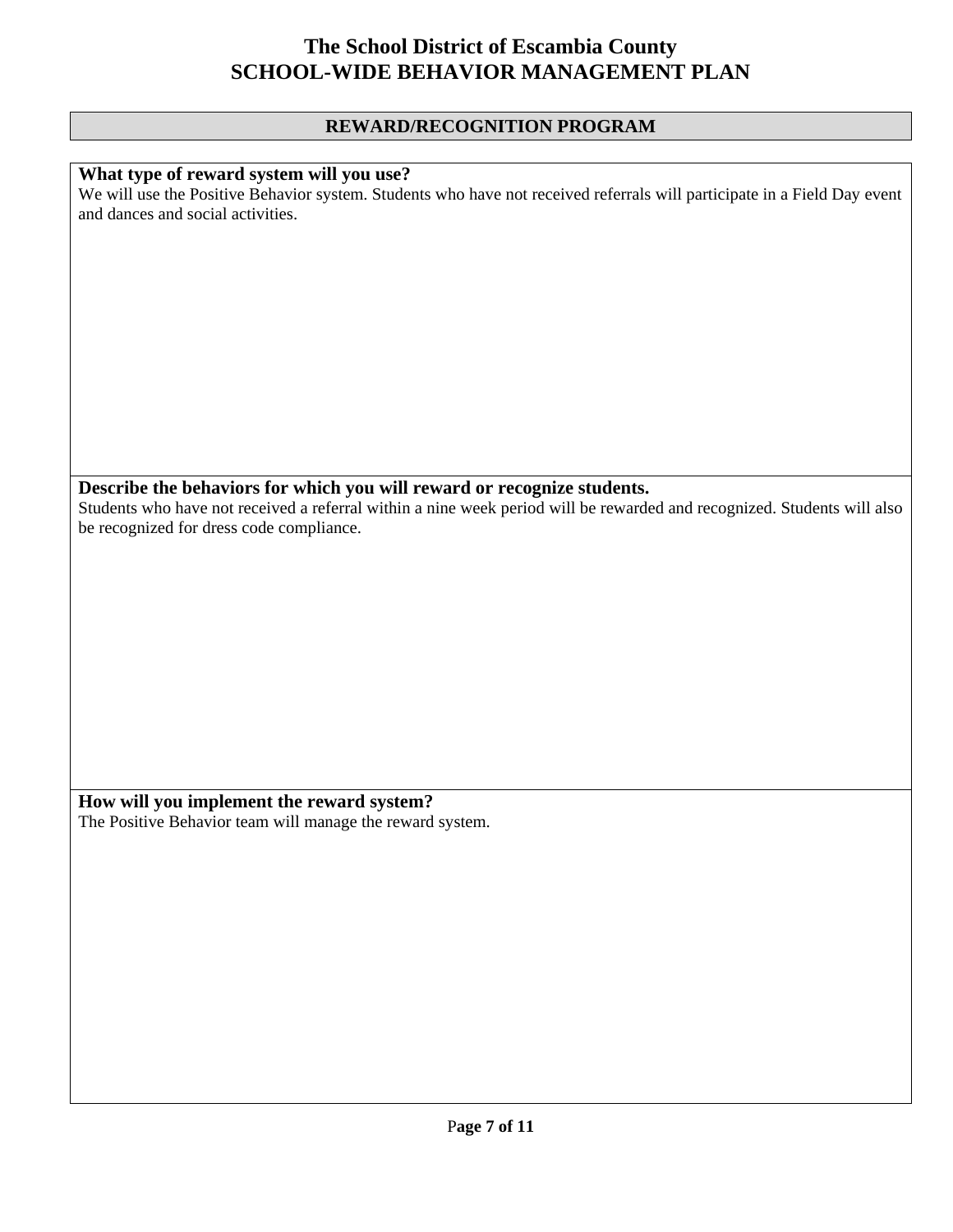# The School District of Escambia County
# SCHOOL-WIDE BEHAVIOR MANAGEMENT PLAN

## REWARD/RECOGNITION PROGRAM

**What type of reward system will you use?**

We will use the Positive Behavior system. Students who have not received referrals will participate in a Field Day event and dances and social activities.

**Describe the behaviors for which you will reward or recognize students.**

Students who have not received a referral within a nine week period will be rewarded and recognized. Students will also be recognized for dress code compliance.

**How will you implement the reward system?**

The Positive Behavior team will manage the reward system.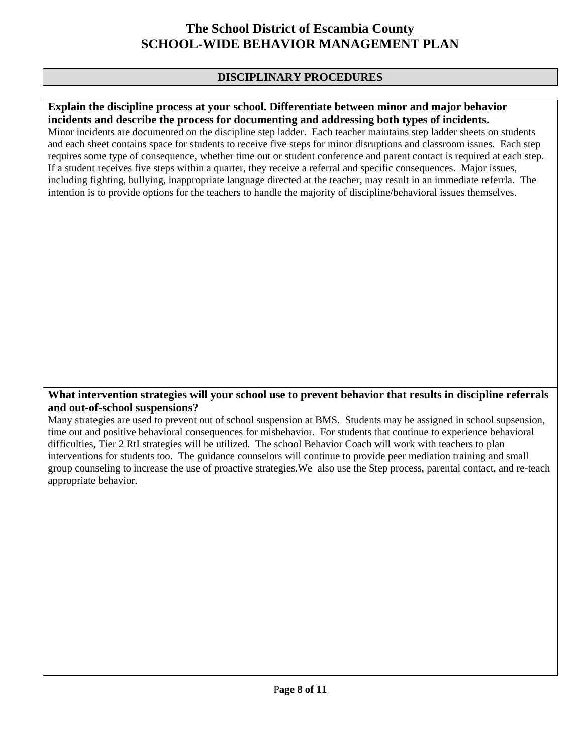# The School District of Escambia County
# SCHOOL-WIDE BEHAVIOR MANAGEMENT PLAN

## DISCIPLINARY PROCEDURES

**Explain the discipline process at your school. Differentiate between minor and major behavior incidents and describe the process for documenting and addressing both types of incidents.**

Minor incidents are documented on the discipline step ladder. Each teacher maintains step ladder sheets on students and each sheet contains space for students to receive five steps for minor disruptions and classroom issues. Each step requires some type of consequence, whether time out or student conference and parent contact is required at each step. If a student receives five steps within a quarter, they receive a referral and specific consequences. Major issues, including fighting, bullying, inappropriate language directed at the teacher, may result in an immediate referrla. The intention is to provide options for the teachers to handle the majority of discipline/behavioral issues themselves.

**What intervention strategies will your school use to prevent behavior that results in discipline referrals and out-of-school suspensions?**

Many strategies are used to prevent out of school suspension at BMS. Students may be assigned in school supsension, time out and positive behavioral consequences for misbehavior. For students that continue to experience behavioral difficulties, Tier 2 RtI strategies will be utilized. The school Behavior Coach will work with teachers to plan interventions for students too. The guidance counselors will continue to provide peer mediation training and small group counseling to increase the use of proactive strategies.We also use the Step process, parental contact, and re-teach appropriate behavior.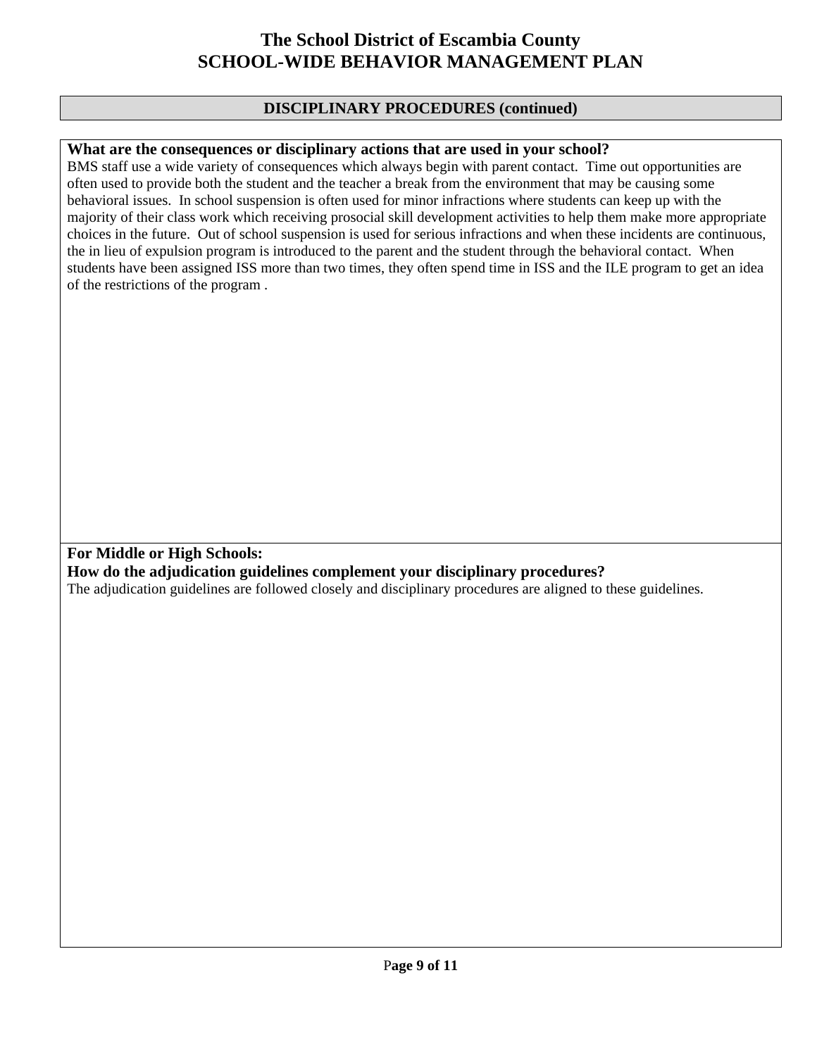## DISCIPLINARY PROCEDURES (continued)

**What are the consequences or disciplinary actions that are used in your school?**

BMS staff use a wide variety of consequences which always begin with parent contact. Time out opportunities are often used to provide both the student and the teacher a break from the environment that may be causing some behavioral issues. In school suspension is often used for minor infractions where students can keep up with the majority of their class work which receiving prosocial skill development activities to help them make more appropriate choices in the future. Out of school suspension is used for serious infractions and when these incidents are continuous, the in lieu of expulsion program is introduced to the parent and the student through the behavioral contact. When students have been assigned ISS more than two times, they often spend time in ISS and the ILE program to get an idea of the restrictions of the program .

**For Middle or High Schools:**
**How do the adjudication guidelines complement your disciplinary procedures?**

The adjudication guidelines are followed closely and disciplinary procedures are aligned to these guidelines.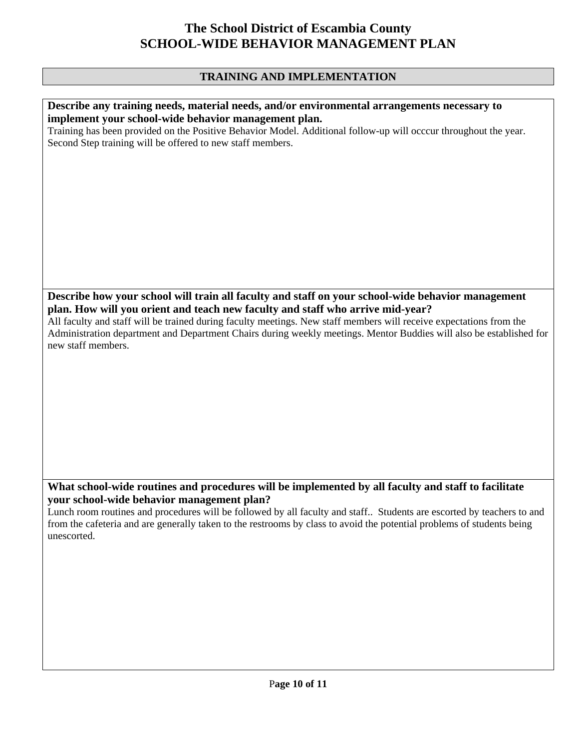# The School District of Escambia County
# SCHOOL-WIDE BEHAVIOR MANAGEMENT PLAN

## TRAINING AND IMPLEMENTATION

**Describe any training needs, material needs, and/or environmental arrangements necessary to implement your school-wide behavior management plan.**

Training has been provided on the Positive Behavior Model. Additional follow-up will occcur throughout the year. Second Step training will be offered to new staff members.

**Describe how your school will train all faculty and staff on your school-wide behavior management plan. How will you orient and teach new faculty and staff who arrive mid-year?**

All faculty and staff will be trained during faculty meetings. New staff members will receive expectations from the Administration department and Department Chairs during weekly meetings. Mentor Buddies will also be established for new staff members.

**What school-wide routines and procedures will be implemented by all faculty and staff to facilitate your school-wide behavior management plan?**

Lunch room routines and procedures will be followed by all faculty and staff.. Students are escorted by teachers to and from the cafeteria and are generally taken to the restrooms by class to avoid the potential problems of students being unescorted.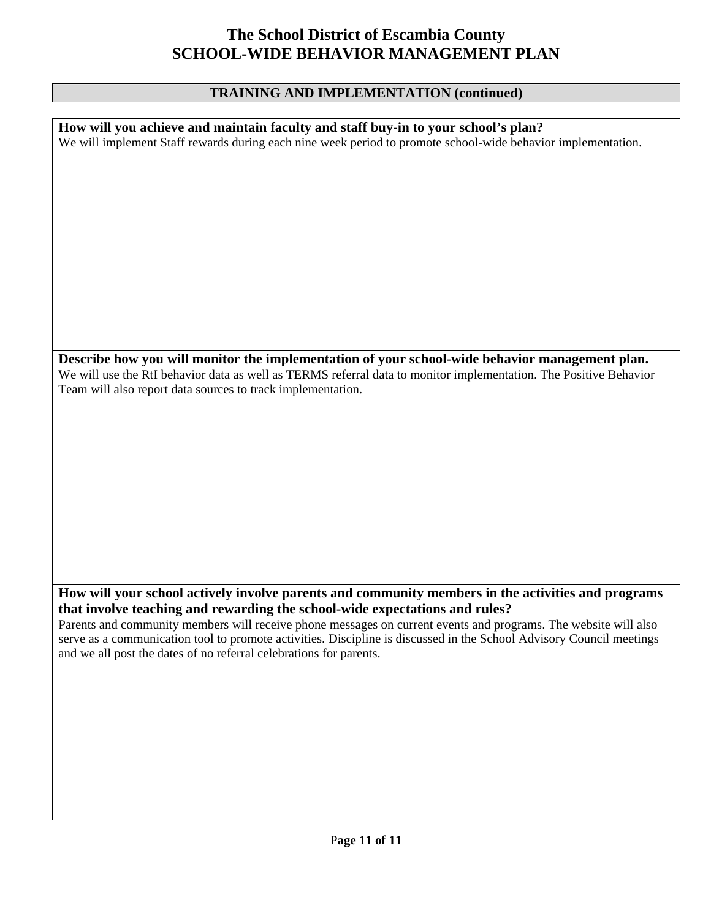# The School District of Escambia County
# SCHOOL-WIDE BEHAVIOR MANAGEMENT PLAN

## TRAINING AND IMPLEMENTATION (continued)

**How will you achieve and maintain faculty and staff buy-in to your school's plan?**

We will implement Staff rewards during each nine week period to promote school-wide behavior implementation.

**Describe how you will monitor the implementation of your school-wide behavior management plan.**

We will use the RtI behavior data as well as TERMS referral data to monitor implementation. The Positive Behavior Team will also report data sources to track implementation.

**How will your school actively involve parents and community members in the activities and programs that involve teaching and rewarding the school-wide expectations and rules?**

Parents and community members will receive phone messages on current events and programs. The website will also serve as a communication tool to promote activities. Discipline is discussed in the School Advisory Council meetings and we all post the dates of no referral celebrations for parents.